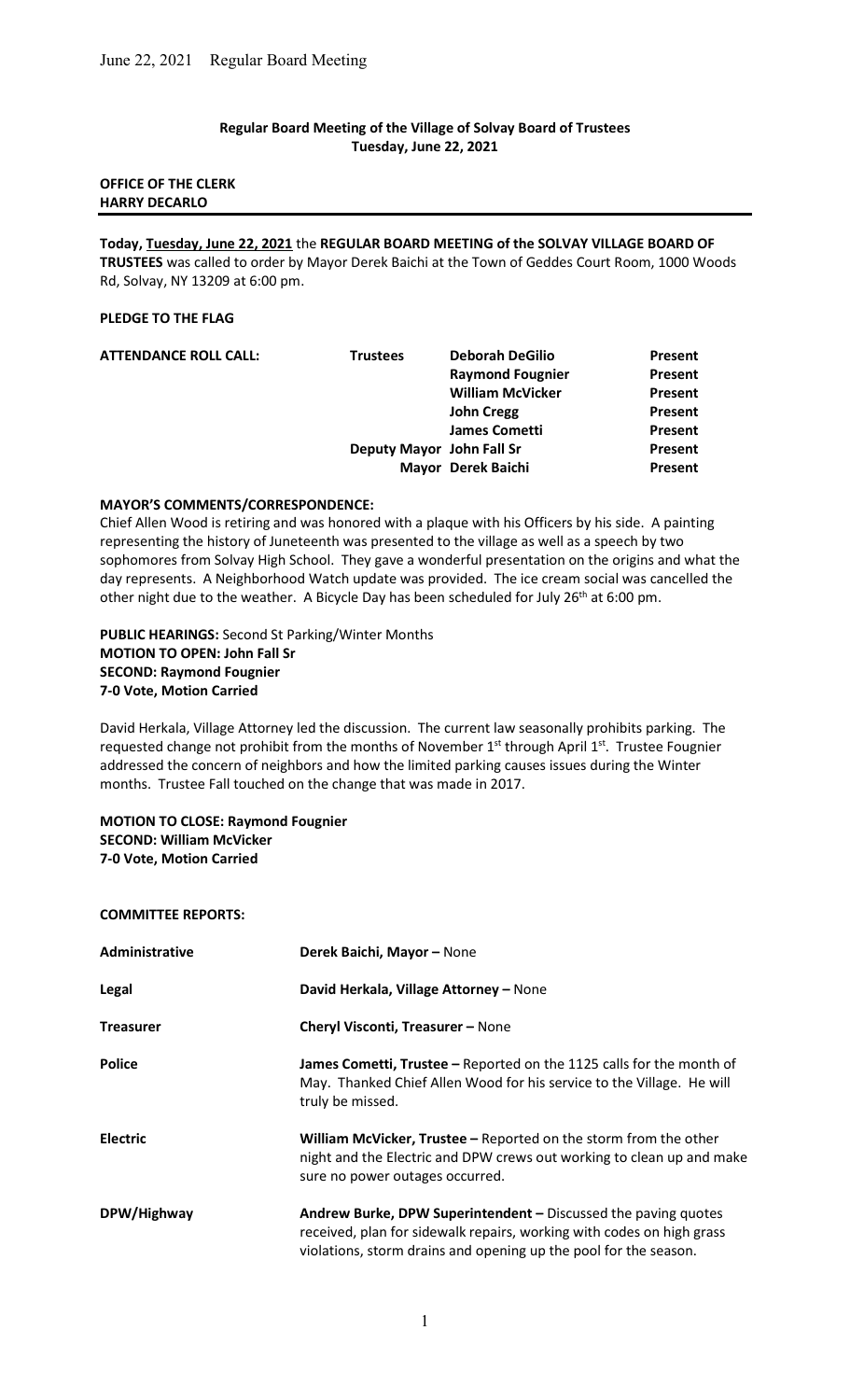**Regular Board Meeting of the Village of Solvay Board of Trustees**
**Tuesday, June 22, 2021**

**OFFICE OF THE CLERK**
**HARRY DECARLO**

---

**Today, Tuesday, June 22, 2021** the **REGULAR BOARD MEETING of the SOLVAY VILLAGE BOARD OF TRUSTEES** was called to order by Mayor Derek Baichi at the Town of Geddes Court Room, 1000 Woods Rd, Solvay, NY 13209 at 6:00 pm.

**PLEDGE TO THE FLAG**

| **ATTENDANCE ROLL CALL:** | **Trustees** | **Deborah DeGilio** | **Present** |
|---|---|---|---|
| | | **Raymond Fougnier** | **Present** |
| | | **William McVicker** | **Present** |
| | | **John Cregg** | **Present** |
| | | **James Cometti** | **Present** |
| | **Deputy Mayor** | **John Fall Sr** | **Present** |
| | **Mayor** | **Derek Baichi** | **Present** |

**MAYOR'S COMMENTS/CORRESPONDENCE:**
Chief Allen Wood is retiring and was honored with a plaque with his Officers by his side. A painting representing the history of Juneteenth was presented to the village as well as a speech by two sophomores from Solvay High School. They gave a wonderful presentation on the origins and what the day represents. A Neighborhood Watch update was provided. The ice cream social was cancelled the other night due to the weather. A Bicycle Day has been scheduled for July 26th at 6:00 pm.

**PUBLIC HEARINGS:** Second St Parking/Winter Months
**MOTION TO OPEN: John Fall Sr**
**SECOND: Raymond Fougnier**
**7-0 Vote, Motion Carried**

David Herkala, Village Attorney led the discussion. The current law seasonally prohibits parking. The requested change not prohibit from the months of November 1st through April 1st. Trustee Fougnier addressed the concern of neighbors and how the limited parking causes issues during the Winter months. Trustee Fall touched on the change that was made in 2017.

**MOTION TO CLOSE: Raymond Fougnier**
**SECOND: William McVicker**
**7-0 Vote, Motion Carried**

**COMMITTEE REPORTS:**

| | |
|---|---|
| **Administrative** | **Derek Baichi, Mayor –** None |
| **Legal** | **David Herkala, Village Attorney –** None |
| **Treasurer** | **Cheryl Visconti, Treasurer –** None |
| **Police** | **James Cometti, Trustee –** Reported on the 1125 calls for the month of May. Thanked Chief Allen Wood for his service to the Village. He will truly be missed. |
| **Electric** | **William McVicker, Trustee –** Reported on the storm from the other night and the Electric and DPW crews out working to clean up and make sure no power outages occurred. |
| **DPW/Highway** | **Andrew Burke, DPW Superintendent –** Discussed the paving quotes received, plan for sidewalk repairs, working with codes on high grass violations, storm drains and opening up the pool for the season. |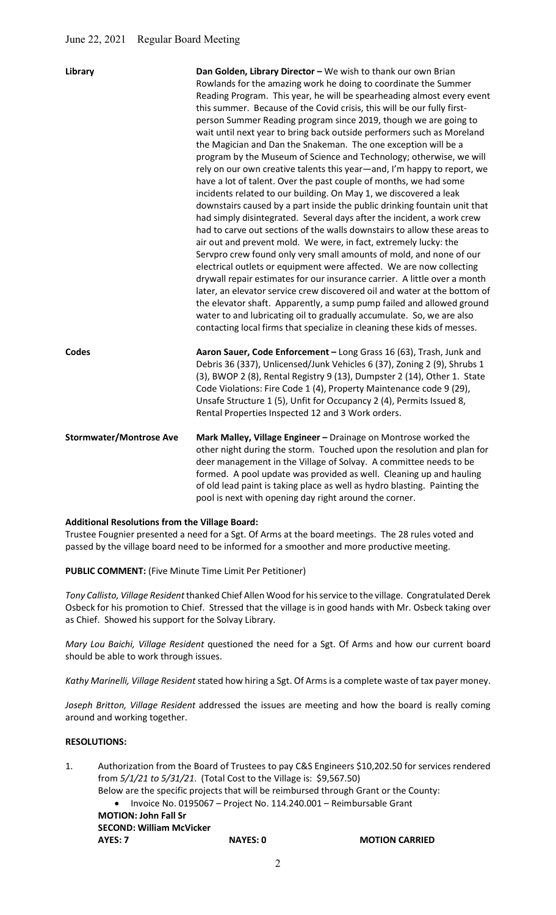| | |
|---|---|
| **Library** | **Dan Golden, Library Director –** We wish to thank our own Brian Rowlands for the amazing work he doing to coordinate the Summer Reading Program. This year, he will be spearheading almost every event this summer. Because of the Covid crisis, this will be our fully first-person Summer Reading program since 2019, though we are going to wait until next year to bring back outside performers such as Moreland the Magician and Dan the Snakeman. The one exception will be a program by the Museum of Science and Technology; otherwise, we will rely on our own creative talents this year—and, I'm happy to report, we have a lot of talent. Over the past couple of months, we had some incidents related to our building. On May 1, we discovered a leak downstairs caused by a part inside the public drinking fountain unit that had simply disintegrated. Several days after the incident, a work crew had to carve out sections of the walls downstairs to allow these areas to air out and prevent mold. We were, in fact, extremely lucky: the Servpro crew found only very small amounts of mold, and none of our electrical outlets or equipment were affected. We are now collecting drywall repair estimates for our insurance carrier. A little over a month later, an elevator service crew discovered oil and water at the bottom of the elevator shaft. Apparently, a sump pump failed and allowed ground water to and lubricating oil to gradually accumulate. So, we are also contacting local firms that specialize in cleaning these kids of messes. |
| **Codes** | **Aaron Sauer, Code Enforcement –** Long Grass 16 (63), Trash, Junk and Debris 36 (337), Unlicensed/Junk Vehicles 6 (37), Zoning 2 (9), Shrubs 1 (3), BWOP 2 (8), Rental Registry 9 (13), Dumpster 2 (14), Other 1. State Code Violations: Fire Code 1 (4), Property Maintenance code 9 (29), Unsafe Structure 1 (5), Unfit for Occupancy 2 (4), Permits Issued 8, Rental Properties Inspected 12 and 3 Work orders. |
| **Stormwater/Montrose Ave** | **Mark Malley, Village Engineer –** Drainage on Montrose worked the other night during the storm. Touched upon the resolution and plan for deer management in the Village of Solvay. A committee needs to be formed. A pool update was provided as well. Cleaning up and hauling of old lead paint is taking place as well as hydro blasting. Painting the pool is next with opening day right around the corner. |

**Additional Resolutions from the Village Board:**

Trustee Fougnier presented a need for a Sgt. Of Arms at the board meetings. The 28 rules voted and passed by the village board need to be informed for a smoother and more productive meeting.

**PUBLIC COMMENT:** (Five Minute Time Limit Per Petitioner)

*Tony Callisto, Village Resident* thanked Chief Allen Wood for his service to the village. Congratulated Derek Osbeck for his promotion to Chief. Stressed that the village is in good hands with Mr. Osbeck taking over as Chief. Showed his support for the Solvay Library.

*Mary Lou Baichi, Village Resident* questioned the need for a Sgt. Of Arms and how our current board should be able to work through issues.

*Kathy Marinelli, Village Resident* stated how hiring a Sgt. Of Arms is a complete waste of tax payer money.

*Joseph Britton, Village Resident* addressed the issues are meeting and how the board is really coming around and working together.

**RESOLUTIONS:**

1. Authorization from the Board of Trustees to pay C&S Engineers $10,202.50 for services rendered from *5/1/21 to 5/31/21*. (Total Cost to the Village is: $9,567.50)
   Below are the specific projects that will be reimbursed through Grant or the County:
   - Invoice No. 0195067 – Project No. 114.240.001 – Reimbursable Grant

   **MOTION: John Fall Sr**
   **SECOND: William McVicker**
   **AYES: 7** **NAYES: 0** **MOTION CARRIED**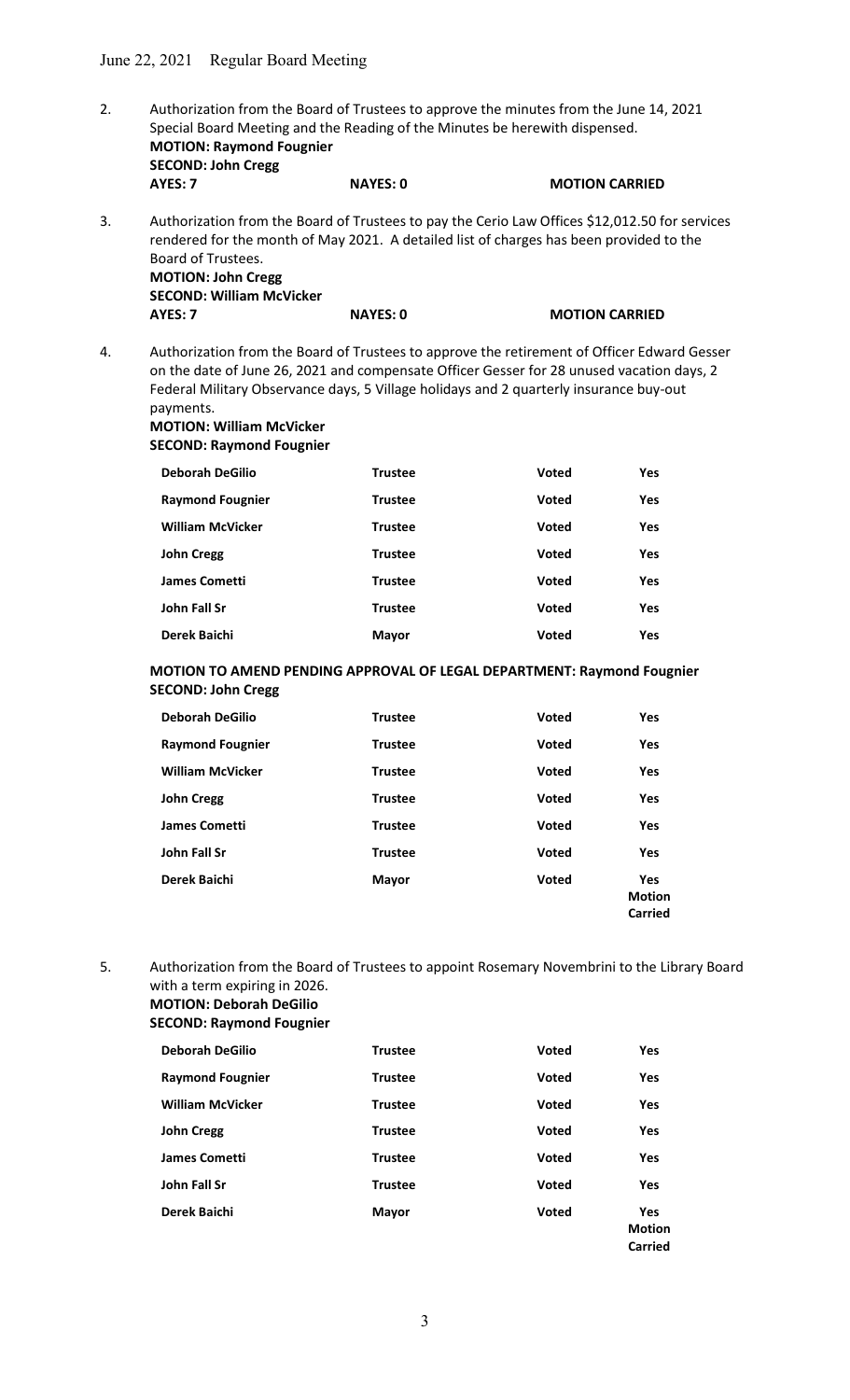2. Authorization from the Board of Trustees to approve the minutes from the June 14, 2021 Special Board Meeting and the Reading of the Minutes be herewith dispensed.
**MOTION: Raymond Fougnier**
**SECOND: John Cregg**
**AYES: 7** **NAYES: 0** **MOTION CARRIED**

3. Authorization from the Board of Trustees to pay the Cerio Law Offices $12,012.50 for services rendered for the month of May 2021. A detailed list of charges has been provided to the Board of Trustees.
**MOTION: John Cregg**
**SECOND: William McVicker**
**AYES: 7** **NAYES: 0** **MOTION CARRIED**

4. Authorization from the Board of Trustees to approve the retirement of Officer Edward Gesser on the date of June 26, 2021 and compensate Officer Gesser for 28 unused vacation days, 2 Federal Military Observance days, 5 Village holidays and 2 quarterly insurance buy-out payments.
**MOTION: William McVicker**
**SECOND: Raymond Fougnier**

| | | | |
|---|---|---|---|
| **Deborah DeGilio** | **Trustee** | **Voted** | **Yes** |
| **Raymond Fougnier** | **Trustee** | **Voted** | **Yes** |
| **William McVicker** | **Trustee** | **Voted** | **Yes** |
| **John Cregg** | **Trustee** | **Voted** | **Yes** |
| **James Cometti** | **Trustee** | **Voted** | **Yes** |
| **John Fall Sr** | **Trustee** | **Voted** | **Yes** |
| **Derek Baichi** | **Mayor** | **Voted** | **Yes** |

**MOTION TO AMEND PENDING APPROVAL OF LEGAL DEPARTMENT: Raymond Fougnier**
**SECOND: John Cregg**

| | | | |
|---|---|---|---|
| **Deborah DeGilio** | **Trustee** | **Voted** | **Yes** |
| **Raymond Fougnier** | **Trustee** | **Voted** | **Yes** |
| **William McVicker** | **Trustee** | **Voted** | **Yes** |
| **John Cregg** | **Trustee** | **Voted** | **Yes** |
| **James Cometti** | **Trustee** | **Voted** | **Yes** |
| **John Fall Sr** | **Trustee** | **Voted** | **Yes** |
| **Derek Baichi** | **Mayor** | **Voted** | **Yes Motion Carried** |

5. Authorization from the Board of Trustees to appoint Rosemary Novembrini to the Library Board with a term expiring in 2026.
**MOTION: Deborah DeGilio**
**SECOND: Raymond Fougnier**

| | | | |
|---|---|---|---|
| **Deborah DeGilio** | **Trustee** | **Voted** | **Yes** |
| **Raymond Fougnier** | **Trustee** | **Voted** | **Yes** |
| **William McVicker** | **Trustee** | **Voted** | **Yes** |
| **John Cregg** | **Trustee** | **Voted** | **Yes** |
| **James Cometti** | **Trustee** | **Voted** | **Yes** |
| **John Fall Sr** | **Trustee** | **Voted** | **Yes** |
| **Derek Baichi** | **Mayor** | **Voted** | **Yes Motion Carried** |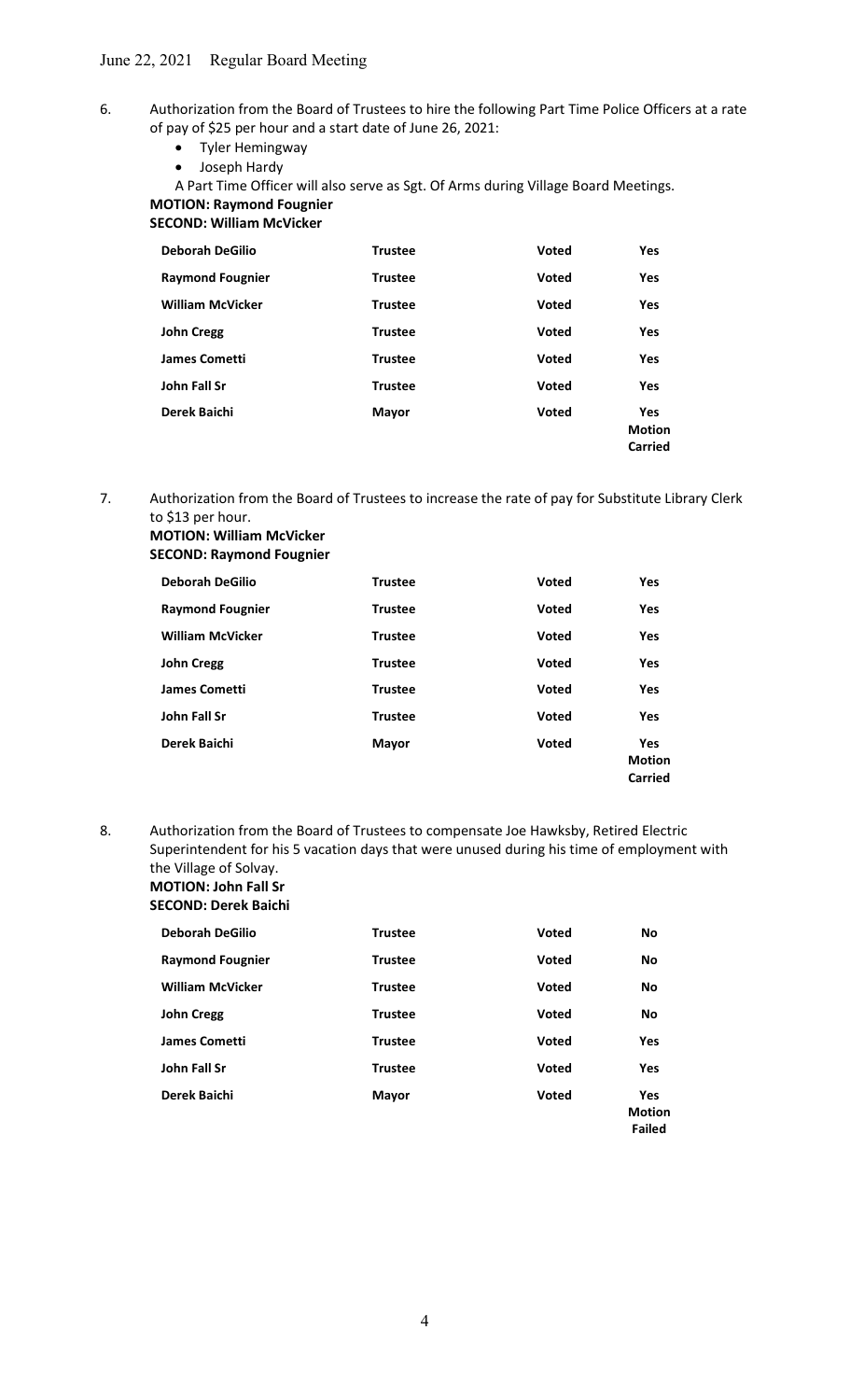6. Authorization from the Board of Trustees to hire the following Part Time Police Officers at a rate of pay of $25 per hour and a start date of June 26, 2021:
   - Tyler Hemingway
   - Joseph Hardy

   A Part Time Officer will also serve as Sgt. Of Arms during Village Board Meetings.

   **MOTION: Raymond Fougnier**
   **SECOND: William McVicker**

| | | | |
|---|---|---|---|
| **Deborah DeGilio** | **Trustee** | **Voted** | **Yes** |
| **Raymond Fougnier** | **Trustee** | **Voted** | **Yes** |
| **William McVicker** | **Trustee** | **Voted** | **Yes** |
| **John Cregg** | **Trustee** | **Voted** | **Yes** |
| **James Cometti** | **Trustee** | **Voted** | **Yes** |
| **John Fall Sr** | **Trustee** | **Voted** | **Yes** |
| **Derek Baichi** | **Mayor** | **Voted** | **Yes Motion Carried** |

7. Authorization from the Board of Trustees to increase the rate of pay for Substitute Library Clerk to $13 per hour.

   **MOTION: William McVicker**
   **SECOND: Raymond Fougnier**

| | | | |
|---|---|---|---|
| **Deborah DeGilio** | **Trustee** | **Voted** | **Yes** |
| **Raymond Fougnier** | **Trustee** | **Voted** | **Yes** |
| **William McVicker** | **Trustee** | **Voted** | **Yes** |
| **John Cregg** | **Trustee** | **Voted** | **Yes** |
| **James Cometti** | **Trustee** | **Voted** | **Yes** |
| **John Fall Sr** | **Trustee** | **Voted** | **Yes** |
| **Derek Baichi** | **Mayor** | **Voted** | **Yes Motion Carried** |

8. Authorization from the Board of Trustees to compensate Joe Hawksby, Retired Electric Superintendent for his 5 vacation days that were unused during his time of employment with the Village of Solvay.

   **MOTION: John Fall Sr**
   **SECOND: Derek Baichi**

| | | | |
|---|---|---|---|
| **Deborah DeGilio** | **Trustee** | **Voted** | **No** |
| **Raymond Fougnier** | **Trustee** | **Voted** | **No** |
| **William McVicker** | **Trustee** | **Voted** | **No** |
| **John Cregg** | **Trustee** | **Voted** | **No** |
| **James Cometti** | **Trustee** | **Voted** | **Yes** |
| **John Fall Sr** | **Trustee** | **Voted** | **Yes** |
| **Derek Baichi** | **Mayor** | **Voted** | **Yes Motion Failed** |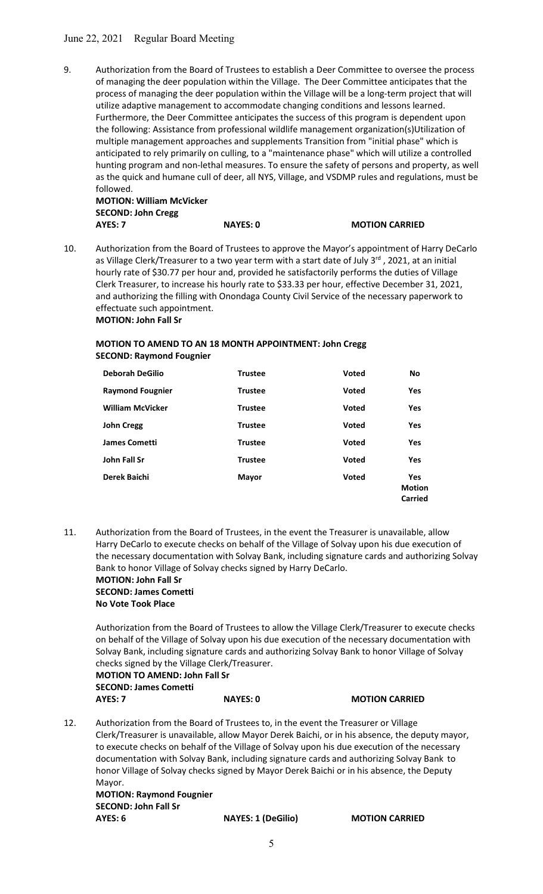9. Authorization from the Board of Trustees to establish a Deer Committee to oversee the process of managing the deer population within the Village. The Deer Committee anticipates that the process of managing the deer population within the Village will be a long-term project that will utilize adaptive management to accommodate changing conditions and lessons learned. Furthermore, the Deer Committee anticipates the success of this program is dependent upon the following: Assistance from professional wildlife management organization(s)Utilization of multiple management approaches and supplements Transition from "initial phase" which is anticipated to rely primarily on culling, to a "maintenance phase" which will utilize a controlled hunting program and non-lethal measures. To ensure the safety of persons and property, as well as the quick and humane cull of deer, all NYS, Village, and VSDMP rules and regulations, must be followed.
   **MOTION: William McVicker**
   **SECOND: John Cregg**
   **AYES: 7** **NAYES: 0** **MOTION CARRIED**

10. Authorization from the Board of Trustees to approve the Mayor's appointment of Harry DeCarlo as Village Clerk/Treasurer to a two year term with a start date of July 3rd, 2021, at an initial hourly rate of $30.77 per hour and, provided he satisfactorily performs the duties of Village Clerk Treasurer, to increase his hourly rate to $33.33 per hour, effective December 31, 2021, and authorizing the filling with Onondaga County Civil Service of the necessary paperwork to effectuate such appointment.
    **MOTION: John Fall Sr**

    **MOTION TO AMEND TO AN 18 MONTH APPOINTMENT: John Cregg**
    **SECOND: Raymond Fougnier**

| | | | |
|---|---|---|---|
| **Deborah DeGilio** | **Trustee** | **Voted** | **No** |
| **Raymond Fougnier** | **Trustee** | **Voted** | **Yes** |
| **William McVicker** | **Trustee** | **Voted** | **Yes** |
| **John Cregg** | **Trustee** | **Voted** | **Yes** |
| **James Cometti** | **Trustee** | **Voted** | **Yes** |
| **John Fall Sr** | **Trustee** | **Voted** | **Yes** |
| **Derek Baichi** | **Mayor** | **Voted** | **Yes Motion Carried** |

11. Authorization from the Board of Trustees, in the event the Treasurer is unavailable, allow Harry DeCarlo to execute checks on behalf of the Village of Solvay upon his due execution of the necessary documentation with Solvay Bank, including signature cards and authorizing Solvay Bank to honor Village of Solvay checks signed by Harry DeCarlo.
    **MOTION: John Fall Sr**
    **SECOND: James Cometti**
    **No Vote Took Place**

    Authorization from the Board of Trustees to allow the Village Clerk/Treasurer to execute checks on behalf of the Village of Solvay upon his due execution of the necessary documentation with Solvay Bank, including signature cards and authorizing Solvay Bank to honor Village of Solvay checks signed by the Village Clerk/Treasurer.
    **MOTION TO AMEND: John Fall Sr**
    **SECOND: James Cometti**
    **AYES: 7** **NAYES: 0** **MOTION CARRIED**

12. Authorization from the Board of Trustees to, in the event the Treasurer or Village Clerk/Treasurer is unavailable, allow Mayor Derek Baichi, or in his absence, the deputy mayor, to execute checks on behalf of the Village of Solvay upon his due execution of the necessary documentation with Solvay Bank, including signature cards and authorizing Solvay Bank to honor Village of Solvay checks signed by Mayor Derek Baichi or in his absence, the Deputy Mayor.
    **MOTION: Raymond Fougnier**
    **SECOND: John Fall Sr**
    **AYES: 6** **NAYES: 1 (DeGilio)** **MOTION CARRIED**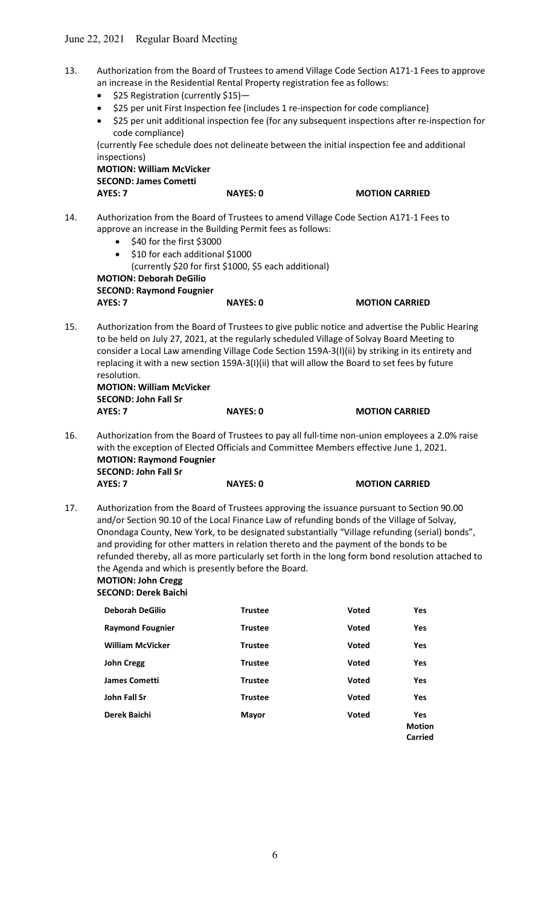13. Authorization from the Board of Trustees to amend Village Code Section A171-1 Fees to approve an increase in the Residential Rental Property registration fee as follows:
    - $25 Registration (currently $15)—
    - $25 per unit First Inspection fee (includes 1 re-inspection for code compliance)
    - $25 per unit additional inspection fee (for any subsequent inspections after re-inspection for code compliance)

    (currently Fee schedule does not delineate between the initial inspection fee and additional inspections)

    **MOTION: William McVicker**
    **SECOND: James Cometti**
    **AYES: 7 NAYES: 0 MOTION CARRIED**

14. Authorization from the Board of Trustees to amend Village Code Section A171-1 Fees to approve an increase in the Building Permit fees as follows:
    - $40 for the first $3000
    - $10 for each additional $1000
      (currently $20 for first $1000, $5 each additional)

    **MOTION: Deborah DeGilio**
    **SECOND: Raymond Fougnier**
    **AYES: 7 NAYES: 0 MOTION CARRIED**

15. Authorization from the Board of Trustees to give public notice and advertise the Public Hearing to be held on July 27, 2021, at the regularly scheduled Village of Solvay Board Meeting to consider a Local Law amending Village Code Section 159A-3(I)(ii) by striking in its entirety and replacing it with a new section 159A-3(I)(ii) that will allow the Board to set fees by future resolution.

    **MOTION: William McVicker**
    **SECOND: John Fall Sr**
    **AYES: 7 NAYES: 0 MOTION CARRIED**

16. Authorization from the Board of Trustees to pay all full-time non-union employees a 2.0% raise with the exception of Elected Officials and Committee Members effective June 1, 2021.

    **MOTION: Raymond Fougnier**
    **SECOND: John Fall Sr**
    **AYES: 7 NAYES: 0 MOTION CARRIED**

17. Authorization from the Board of Trustees approving the issuance pursuant to Section 90.00 and/or Section 90.10 of the Local Finance Law of refunding bonds of the Village of Solvay, Onondaga County, New York, to be designated substantially "Village refunding (serial) bonds", and providing for other matters in relation thereto and the payment of the bonds to be refunded thereby, all as more particularly set forth in the long form bond resolution attached to the Agenda and which is presently before the Board.

    **MOTION: John Cregg**
    **SECOND: Derek Baichi**

| | | | |
|---|---|---|---|
| **Deborah DeGilio** | **Trustee** | **Voted** | **Yes** |
| **Raymond Fougnier** | **Trustee** | **Voted** | **Yes** |
| **William McVicker** | **Trustee** | **Voted** | **Yes** |
| **John Cregg** | **Trustee** | **Voted** | **Yes** |
| **James Cometti** | **Trustee** | **Voted** | **Yes** |
| **John Fall Sr** | **Trustee** | **Voted** | **Yes** |
| **Derek Baichi** | **Mayor** | **Voted** | **Yes Motion Carried** |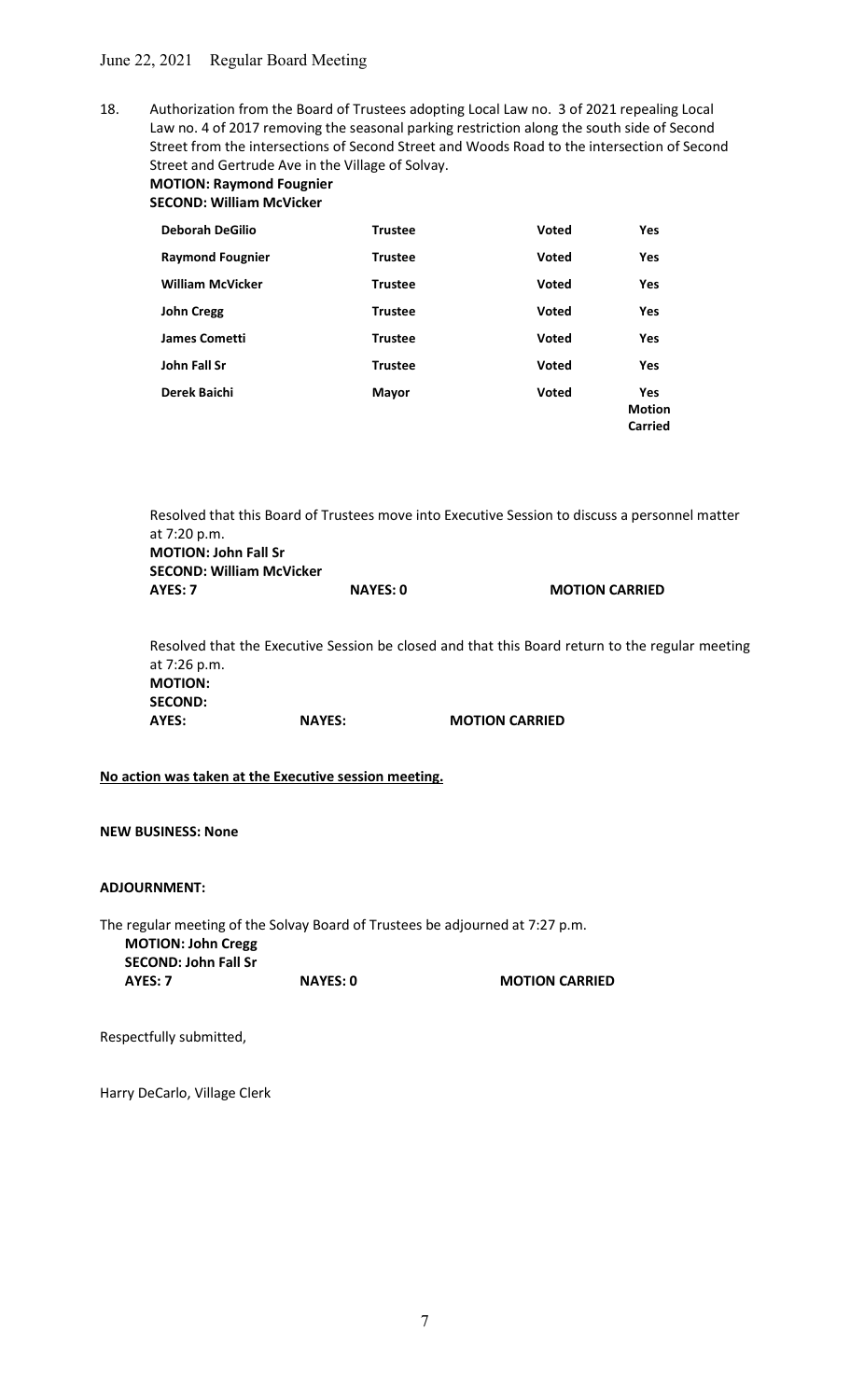June 22, 2021 Regular Board Meeting

18. Authorization from the Board of Trustees adopting Local Law no. 3 of 2021 repealing Local Law no. 4 of 2017 removing the seasonal parking restriction along the south side of Second Street from the intersections of Second Street and Woods Road to the intersection of Second Street and Gertrude Ave in the Village of Solvay.
**MOTION: Raymond Fougnier**
**SECOND: William McVicker**

| | | | |
|---|---|---|---|
| **Deborah DeGilio** | **Trustee** | **Voted** | **Yes** |
| **Raymond Fougnier** | **Trustee** | **Voted** | **Yes** |
| **William McVicker** | **Trustee** | **Voted** | **Yes** |
| **John Cregg** | **Trustee** | **Voted** | **Yes** |
| **James Cometti** | **Trustee** | **Voted** | **Yes** |
| **John Fall Sr** | **Trustee** | **Voted** | **Yes** |
| **Derek Baichi** | **Mayor** | **Voted** | **Yes Motion Carried** |

Resolved that this Board of Trustees move into Executive Session to discuss a personnel matter at 7:20 p.m.
**MOTION: John Fall Sr**
**SECOND: William McVicker**
**AYES: 7** **NAYES: 0** **MOTION CARRIED**

Resolved that the Executive Session be closed and that this Board return to the regular meeting at 7:26 p.m.
**MOTION:**
**SECOND:**
**AYES:** **NAYES:** **MOTION CARRIED**

**No action was taken at the Executive session meeting.**

**NEW BUSINESS: None**

**ADJOURNMENT:**

The regular meeting of the Solvay Board of Trustees be adjourned at 7:27 p.m.
**MOTION: John Cregg**
**SECOND: John Fall Sr**
**AYES: 7** **NAYES: 0** **MOTION CARRIED**

Respectfully submitted,

Harry DeCarlo, Village Clerk